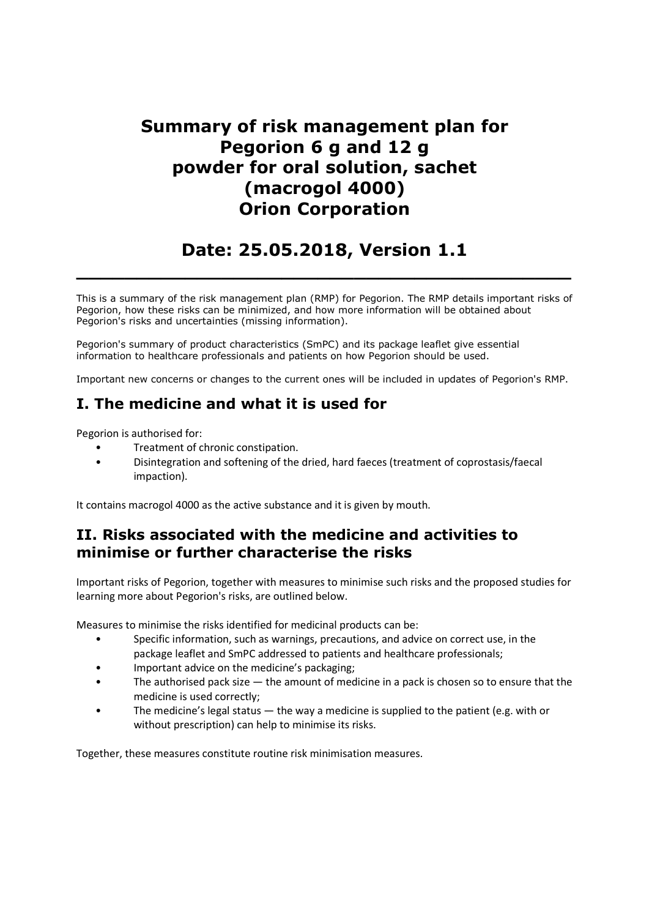# Summary of risk management plan for Pegorion 6 g and 12 g powder for oral solution, sachet (macrogol 4000) Orion Corporation

# Date: 25.05.2018, Version 1.1

---

This is a summary of the risk management plan (RMP) for Pegorion. The RMP details important risks of Pegorion, how these risks can be minimized, and how more information will be obtained about Pegorion's risks and uncertainties (missing information).

Pegorion's summary of product characteristics (SmPC) and its package leaflet give essential information to healthcare professionals and patients on how Pegorion should be used.

Important new concerns or changes to the current ones will be included in updates of Pegorion's RMP.

## I. The medicine and what it is used for

Pegorion is authorised for:

- Treatment of chronic constipation.
- Disintegration and softening of the dried, hard faeces (treatment of coprostasis/faecal impaction).

It contains macrogol 4000 as the active substance and it is given by mouth.

## II. Risks associated with the medicine and activities to minimise or further characterise the risks

Important risks of Pegorion, together with measures to minimise such risks and the proposed studies for learning more about Pegorion's risks, are outlined below.

Measures to minimise the risks identified for medicinal products can be:

- Specific information, such as warnings, precautions, and advice on correct use, in the package leaflet and SmPC addressed to patients and healthcare professionals;
- Important advice on the medicine's packaging;
- The authorised pack size — the amount of medicine in a pack is chosen so to ensure that the medicine is used correctly;
- The medicine's legal status — the way a medicine is supplied to the patient (e.g. with or without prescription) can help to minimise its risks.

Together, these measures constitute routine risk minimisation measures.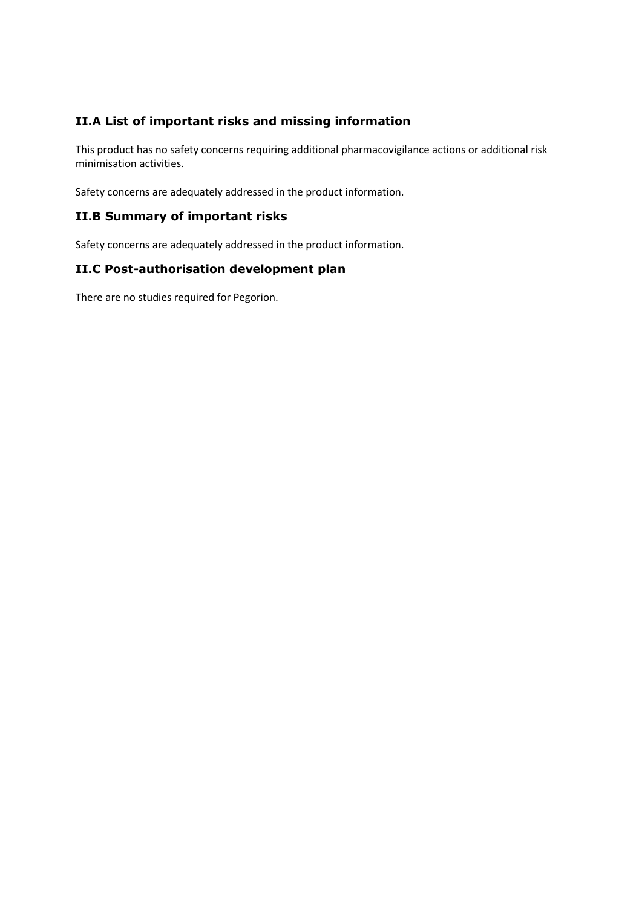## II.A List of important risks and missing information

This product has no safety concerns requiring additional pharmacovigilance actions or additional risk minimisation activities.

Safety concerns are adequately addressed in the product information.

## II.B Summary of important risks

Safety concerns are adequately addressed in the product information.

## II.C Post-authorisation development plan

There are no studies required for Pegorion.